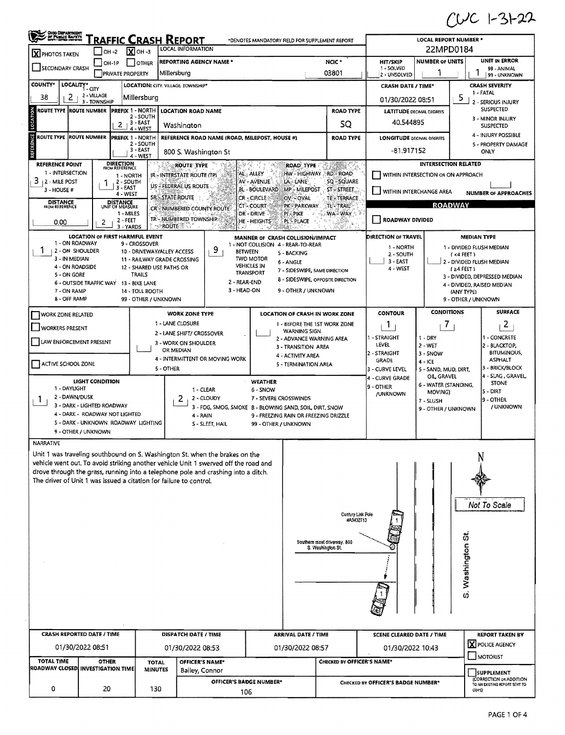CWC 1-31-22

# TRAFFIC CRASH REPORT

*DENOTES MANDATORY FIELD FOR SUPPLEMENT REPORT

OHIO DEPARTMENT OF PUBLIC SAFETY

**LOCAL REPORT NUMBER ***: 22MPD0184

| | |
|---|---|
| [X] PHOTOS TAKEN | [ ] OH-2 [X] OH-3 [ ] OH-1P [ ] OTHER |
| [ ] SECONDARY CRASH | [ ] PRIVATE PROPERTY |
| LOCAL INFORMATION | |
| REPORTING AGENCY NAME * | Millersburg |
| NCIC * | 03801 |
| HIT/SKIP (1 - SOLVED, 2 - UNSOLVED) | |
| NUMBER OF UNITS | 1 |
| UNIT IN ERROR (98 - ANIMAL, 99 - UNKNOWN) | 1 |

| COUNTY* | LOCALITY* (1 - CITY, 2 - VILLAGE, 3 - TOWNSHIP) | LOCATION: CITY, VILLAGE, TOWNSHIP* | CRASH DATE / TIME* | CRASH SEVERITY |
|---|---|---|---|---|
| 38 | 2 | Millersburg | 01/30/2022 08:51 | 5 |

CRASH SEVERITY: 1 - FATAL; 2 - SERIOUS INJURY SUSPECTED; 3 - MINOR INJURY SUSPECTED; 4 - INJURY POSSIBLE; 5 - PROPERTY DAMAGE ONLY

## LOCATION

| ROUTE TYPE | ROUTE NUMBER | PREFIX (1 - NORTH, 2 - SOUTH, 3 - EAST, 4 - WEST) | LOCATION ROAD NAME | ROAD TYPE | LATITUDE DECIMAL DEGREES |
|---|---|---|---|---|---|
| | | 2 | Washington | SQ | 40.544895 |

## REFERENCE

| ROUTE TYPE | ROUTE NUMBER | PREFIX | REFERENCE ROAD NAME (ROAD, MILEPOST, HOUSE #) | ROAD TYPE | LONGITUDE DECIMAL DEGREES |
|---|---|---|---|---|---|
| | | | 800 S. Washington St | | -81.917152 |

| REFERENCE POINT | DIRECTION FROM REFERENCE | DISTANCE FROM REFERENCE | DISTANCE UNIT OF MEASURE |
|---|---|---|---|
| 3 | 1 | 0.00 | 2 |

REFERENCE POINT: 1 - INTERSECTION; 2 - MILE POST; 3 - HOUSE #
DIRECTION FROM REFERENCE: 1 - NORTH; 2 - SOUTH; 3 - EAST; 4 - WEST
DISTANCE UNIT OF MEASURE: 1 - MILES; 2 - FEET; 3 - YARDS

ROUTE TYPE: IR - INTERSTATE ROUTE (TP); US - FEDERAL US ROUTE; SR - STATE ROUTE; CR - NUMBERED COUNTY ROUTE; TR - NUMBERED TOWNSHIP ROUTE

ROAD TYPE: AL - ALLEY; AV - AVENUE; BL - BOULEVARD; CR - CIRCLE; CT - COURT; DR - DRIVE; HE - HEIGHTS; HW - HIGHWAY; LA - LANE; MP - MILEPOST; OV - OVAL; PK - PARKWAY; PI - PIKE; PL - PLACE; RD - ROAD; SQ - SQUARE; ST - STREET; TE - TERRACE; TL - TRAIL; WA - WAY

INTERSECTION RELATED: [ ] WITHIN INTERSECTION OR ON APPROACH; [ ] WITHIN INTERCHANGE AREA; NUMBER OF APPROACHES:

ROADWAY: [ ] ROADWAY DIVIDED

| LOCATION OF FIRST HARMFUL EVENT | MANNER OF CRASH COLLISION/IMPACT | DIRECTION OF TRAVEL | MEDIAN TYPE |
|---|---|---|---|
| 1 | 9 | | |

LOCATION OF FIRST HARMFUL EVENT: 1 - ON ROADWAY; 2 - ON SHOULDER; 3 - IN MEDIAN; 4 - ON ROADSIDE; 5 - ON GORE; 6 - OUTSIDE TRAFFIC WAY; 7 - ON RAMP; 8 - OFF RAMP; 9 - CROSSOVER; 10 - DRIVEWAY/ALLEY ACCESS; 11 - RAILWAY GRADE CROSSING; 12 - SHARED USE PATHS OR TRAILS; 13 - BIKE LANE; 14 - TOLL BOOTH; 99 - OTHER / UNKNOWN

MANNER OF CRASH COLLISION/IMPACT: 1 - NOT COLLISION BETWEEN TWO MOTOR VEHICLES IN TRANSPORT; 2 - REAR-END; 3 - HEAD-ON; 4 - REAR-TO-REAR; 5 - BACKING; 6 - ANGLE; 7 - SIDESWIPE, SAME DIRECTION; 8 - SIDESWIPE, OPPOSITE DIRECTION; 9 - OTHER / UNKNOWN

DIRECTION OF TRAVEL: 1 - NORTH; 2 - SOUTH; 3 - EAST; 4 - WEST

MEDIAN TYPE: 1 - DIVIDED FLUSH MEDIAN (<4 FEET); 2 - DIVIDED FLUSH MEDIAN (≥4 FEET); 3 - DIVIDED, DEPRESSED MEDIAN; 4 - DIVIDED, RAISED MEDIAN (ANY TYPE); 9 - OTHER / UNKNOWN

| | WORK ZONE TYPE | LOCATION OF CRASH IN WORK ZONE | CONTOUR | CONDITIONS | SURFACE |
|---|---|---|---|---|---|
| [ ] WORK ZONE RELATED; [ ] WORKERS PRESENT; [ ] LAW ENFORCEMENT PRESENT; [ ] ACTIVE SCHOOL ZONE | | | 1 | 7 | 2 |

WORK ZONE TYPE: 1 - LANE CLOSURE; 2 - LANE SHIFT/ CROSSOVER; 3 - WORK ON SHOULDER OR MEDIAN; 4 - INTERMITTENT OR MOVING WORK; 5 - OTHER

LOCATION OF CRASH IN WORK ZONE: 1 - BEFORE THE 1ST WORK ZONE WARNING SIGN; 2 - ADVANCE WARNING AREA; 3 - TRANSITION AREA; 4 - ACTIVITY AREA; 5 - TERMINATION AREA

CONTOUR: 1 - STRAIGHT LEVEL; 2 - STRAIGHT GRADE; 3 - CURVE LEVEL; 4 - CURVE GRADE; 9 - OTHER /UNKNOWN

CONDITIONS: 1 - DRY; 2 - WET; 3 - SNOW; 4 - ICE; 5 - SAND, MUD, DIRT, OIL, GRAVEL; 6 - WATER (STANDING, MOVING); 7 - SLUSH; 9 - OTHER / UNKNOWN

SURFACE: 1 - CONCRETE; 2 - BLACKTOP, BITUMINOUS, ASPHALT; 3 - BRICK/BLOCK; 4 - SLAG, GRAVEL, STONE; 5 - DIRT; 9 - OTHER / UNKNOWN

| LIGHT CONDITION | WEATHER |
|---|---|
| 1 | 2 |

LIGHT CONDITION: 1 - DAYLIGHT; 2 - DAWN/DUSK; 3 - DARK - LIGHTED ROADWAY; 4 - DARK - ROADWAY NOT LIGHTED; 5 - DARK - UNKNOWN ROADWAY LIGHTING; 9 - OTHER / UNKNOWN

WEATHER: 1 - CLEAR; 2 - CLOUDY; 3 - FOG, SMOG, SMOKE; 4 - RAIN; 5 - SLEET, HAIL; 6 - SNOW; 7 - SEVERE CROSSWINDS; 8 - BLOWING SAND, SOIL, DIRT, SNOW; 9 - FREEZING RAIN OR FREEZING DRIZZLE; 99 - OTHER / UNKNOWN

## NARRATIVE

Unit 1 was traveling southbound on S. Washington St. when the brakes on the vehicle went out. To avoid striking another vehicle Unit 1 swerved off the road and drove through the grass, running into a telephone pole and crashing into a ditch. The driver of Unit 1 was issued a citation for failure to control.

Diagram labels: N; Not To Scale; Century Link Pole #A3432713; Southern most driveway, 800 S. Washington St.; S. Washington St.

| CRASH REPORTED DATE / TIME | DISPATCH DATE / TIME | ARRIVAL DATE / TIME | SCENE CLEARED DATE / TIME | REPORT TAKEN BY |
|---|---|---|---|---|
| 01/30/2022 08:51 | 01/30/2022 08:53 | 01/30/2022 08:57 | 01/30/2022 10:43 | [X] POLICE AGENCY [ ] MOTORIST |

| TOTAL TIME ROADWAY CLOSED | OTHER INVESTIGATION TIME | TOTAL MINUTES | OFFICER'S NAME* | CHECKED BY OFFICER'S NAME* | |
|---|---|---|---|---|---|
| 0 | 20 | 130 | Bailey, Connor | | [ ] SUPPLEMENT (CORRECTION OR ADDITION TO AN EXISTING REPORT SENT TO ODPS) |
| | | | OFFICER'S BADGE NUMBER*: 106 | CHECKED BY OFFICER'S BADGE NUMBER*: | |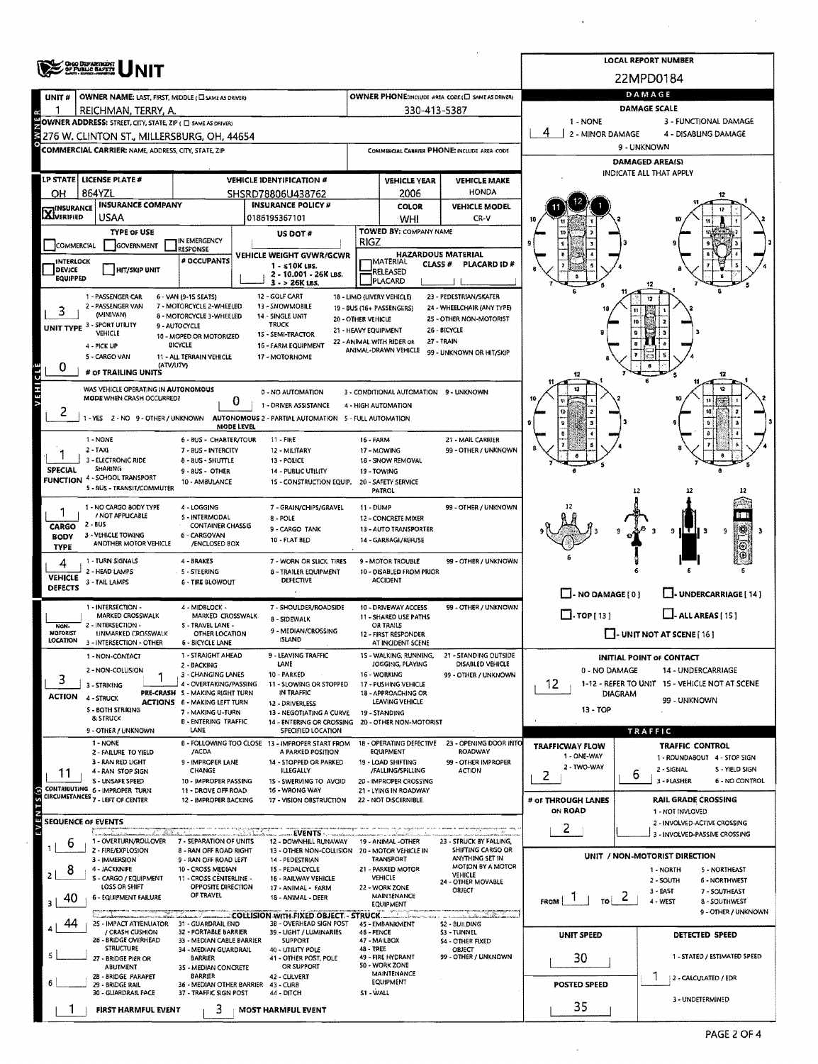# Ohio Department of Public Safety — UNIT

**LOCAL REPORT NUMBER:** 22MPD0184

## Owner

| Field | Value |
|---|---|
| UNIT # | 1 |
| OWNER NAME: LAST, FIRST, MIDDLE (☐ SAME AS DRIVER) | REICHMAN, TERRY, A. |
| OWNER PHONE: INCLUDE AREA CODE (☐ SAME AS DRIVER) | 330-413-5387 |
| OWNER ADDRESS: STREET, CITY, STATE, ZIP (☐ SAME AS DRIVER) | 276 W. CLINTON ST., MILLERSBURG, OH, 44654 |
| COMMERCIAL CARRIER: NAME, ADDRESS, CITY, STATE, ZIP | |
| COMMERCIAL CARRIER PHONE: INCLUDE AREA CODE | |

## Vehicle

| LP STATE | LICENSE PLATE # | VEHICLE IDENTIFICATION # | VEHICLE YEAR | VEHICLE MAKE |
|---|---|---|---|---|
| OH | 864YZL | SHSRD78806U438762 | 2006 | HONDA |

| INSURANCE VERIFIED | INSURANCE COMPANY | INSURANCE POLICY # | COLOR | VEHICLE MODEL |
|---|---|---|---|---|
| X | USAA | 0186195367101 | WHI | CR-V |

- **TYPE OF USE:** ☐ COMMERCIAL ☐ GOVERNMENT ☐ IN EMERGENCY RESPONSE
- **US DOT #:**
- **TOWED BY: COMPANY NAME:** RIGZ
- ☐ INTERLOCK DEVICE EQUIPPED ☐ HIT/SKIP UNIT
- **# OCCUPANTS:**
- **VEHICLE WEIGHT GVWR/GCWR:** 1 - ≤10K LBS. 2 - 10.001 - 26K LBS. 3 - > 26K LBS.
- **HAZARDOUS MATERIAL:** ☐ MATERIAL RELEASED ☐ PLACARD — CLASS # — PLACARD ID #

**UNIT TYPE:** 3
1 - PASSENGER CAR, 2 - PASSENGER VAN (MINIVAN), 3 - SPORT UTILITY VEHICLE, 4 - PICK UP, 5 - CARGO VAN, 6 - VAN (9-15 SEATS), 7 - MOTORCYCLE 2-WHEELED, 8 - MOTORCYCLE 3-WHEELED, 9 - AUTOCYCLE, 10 - MOPED OR MOTORIZED BICYCLE, 11 - ALL TERRAIN VEHICLE (ATV/UTV), 12 - GOLF CART, 13 - SNOWMOBILE, 14 - SINGLE UNIT TRUCK, 15 - SEMI-TRACTOR, 16 - FARM EQUIPMENT, 17 - MOTORHOME, 18 - LIMO (LIVERY VEHICLE), 19 - BUS (16+ PASSENGERS), 20 - OTHER VEHICLE, 21 - HEAVY EQUIPMENT, 22 - ANIMAL WITH RIDER OR ANIMAL-DRAWN VEHICLE, 23 - PEDESTRIAN/SKATER, 24 - WHEELCHAIR (ANY TYPE), 25 - OTHER NON-MOTORIST, 26 - BICYCLE, 27 - TRAIN, 99 - UNKNOWN OR HIT/SKIP

**# OF TRAILING UNITS:** 0

**WAS VEHICLE OPERATING IN AUTONOMOUS MODE WHEN CRASH OCCURRED?** 2
1 - YES 2 - NO 9 - OTHER / UNKNOWN

**AUTONOMOUS MODE LEVEL:** 0
0 - NO AUTOMATION, 1 - DRIVER ASSISTANCE, 2 - PARTIAL AUTOMATION, 3 - CONDITIONAL AUTOMATION, 4 - HIGH AUTOMATION, 5 - FULL AUTOMATION, 9 - UNKNOWN

**SPECIAL FUNCTION:** 1
1 - NONE, 2 - TAXI, 3 - ELECTRONIC RIDE SHARING, 4 - SCHOOL TRANSPORT, 5 - BUS - TRANSIT/COMMUTER, 6 - BUS - CHARTER/TOUR, 7 - BUS - INTERCITY, 8 - BUS - SHUTTLE, 9 - BUS - OTHER, 10 - AMBULANCE, 11 - FIRE, 12 - MILITARY, 13 - POLICE, 14 - PUBLIC UTILITY, 15 - CONSTRUCTION EQUIP., 16 - FARM, 17 - MOWING, 18 - SNOW REMOVAL, 19 - TOWING, 20 - SAFETY SERVICE PATROL, 21 - MAIL CARRIER, 99 - OTHER / UNKNOWN

**CARGO BODY TYPE:** 1
1 - NO CARGO BODY TYPE / NOT APPLICABLE, 2 - BUS, 3 - VEHICLE TOWING ANOTHER MOTOR VEHICLE, 4 - LOGGING, 5 - INTERMODAL CONTAINER CHASSIS, 6 - CARGOVAN /ENCLOSED BOX, 7 - GRAIN/CHIPS/GRAVEL, 8 - POLE, 9 - CARGO TANK, 10 - FLAT BED, 11 - DUMP, 12 - CONCRETE MIXER, 13 - AUTO TRANSPORTER, 14 - GARBAGE/REFUSE, 99 - OTHER / UNKNOWN

**VEHICLE DEFECTS:** 4
1 - TURN SIGNALS, 2 - HEAD LAMPS, 3 - TAIL LAMPS, 4 - BRAKES, 5 - STEERING, 6 - TIRE BLOWOUT, 7 - WORN OR SLICK TIRES, 8 - TRAILER EQUIPMENT DEFECTIVE, 9 - MOTOR TROUBLE, 10 - DISABLED FROM PRIOR ACCIDENT, 99 - OTHER / UNKNOWN

**NON-MOTORIST LOCATION:**
1 - INTERSECTION - MARKED CROSSWALK, 2 - INTERSECTION - UNMARKED CROSSWALK, 3 - INTERSECTION - OTHER, 4 - MIDBLOCK - MARKED CROSSWALK, 5 - TRAVEL LANE - OTHER LOCATION, 6 - BICYCLE LANE, 7 - SHOULDER/ROADSIDE, 8 - SIDEWALK, 9 - MEDIAN/CROSSING ISLAND, 10 - DRIVEWAY ACCESS, 11 - SHARED USE PATHS OR TRAILS, 12 - FIRST RESPONDER AT INCIDENT SCENE, 99 - OTHER / UNKNOWN

**ACTION:** 3 — **PRE-CRASH ACTIONS:** 1
1 - NON-CONTACT, 2 - NON-COLLISION, 3 - STRIKING, 4 - STRUCK, 5 - BOTH STRIKING & STRUCK, 9 - OTHER / UNKNOWN
1 - STRAIGHT AHEAD, 2 - BACKING, 3 - CHANGING LANES, 4 - OVERTAKING/PASSING, 5 - MAKING RIGHT TURN, 6 - MAKING LEFT TURN, 7 - MAKING U-TURN, 8 - ENTERING TRAFFIC LANE, 9 - LEAVING TRAFFIC LANE, 10 - PARKED, 11 - SLOWING OR STOPPED IN TRAFFIC, 12 - DRIVERLESS, 13 - NEGOTIATING A CURVE, 14 - ENTERING OR CROSSING SPECIFIED LOCATION, 15 - WALKING, RUNNING, JOGGING, PLAYING, 16 - WORKING, 17 - PUSHING VEHICLE, 18 - APPROACHING OR LEAVING VEHICLE, 19 - STANDING, 20 - OTHER NON-MOTORIST, 21 - STANDING OUTSIDE DISABLED VEHICLE, 99 - OTHER / UNKNOWN

**CONTRIBUTING CIRCUMSTANCES:** 11
1 - NONE, 2 - FAILURE TO YIELD, 3 - RAN RED LIGHT, 4 - RAN STOP SIGN, 5 - UNSAFE SPEED, 6 - IMPROPER TURN, 7 - LEFT OF CENTER, 8 - FOLLOWING TOO CLOSE /ACDA, 9 - IMPROPER LANE CHANGE, 10 - IMPROPER PASSING, 11 - DROVE OFF ROAD, 12 - IMPROPER BACKING, 13 - IMPROPER START FROM A PARKED POSITION, 14 - STOPPED OR PARKED ILLEGALLY, 15 - SWERVING TO AVOID, 16 - WRONG WAY, 17 - VISION OBSTRUCTION, 18 - OPERATING DEFECTIVE EQUIPMENT, 19 - LOAD SHIFTING /FALLING/SPILLING, 20 - IMPROPER CROSSING, 21 - LYING IN ROADWAY, 22 - NOT DISCERNIBLE, 23 - OPENING DOOR INTO ROADWAY, 99 - OTHER IMPROPER ACTION

## Sequence of Events

| # | Event |
|---|---|
| 1 | 6 |
| 2 | 8 |
| 3 | 40 |
| 4 | 44 |
| 5 | |
| 6 | |

**EVENTS:** 1 - OVERTURN/ROLLOVER, 2 - FIRE/EXPLOSION, 3 - IMMERSION, 4 - JACKKNIFE, 5 - CARGO / EQUIPMENT LOSS OR SHIFT, 6 - EQUIPMENT FAILURE, 7 - SEPARATION OF UNITS, 8 - RAN OFF ROAD RIGHT, 9 - RAN OFF ROAD LEFT, 10 - CROSS MEDIAN, 11 - CROSS CENTERLINE - OPPOSITE DIRECTION OF TRAVEL, 12 - DOWNHILL RUNAWAY, 13 - OTHER NON-COLLISION, 14 - PEDESTRIAN, 15 - PEDALCYCLE, 16 - RAILWAY VEHICLE, 17 - ANIMAL - FARM, 18 - ANIMAL - DEER, 19 - ANIMAL -OTHER, 20 - MOTOR VEHICLE IN TRANSPORT, 21 - PARKED MOTOR VEHICLE, 22 - WORK ZONE MAINTENANCE EQUIPMENT, 23 - STRUCK BY FALLING, SHIFTING CARGO OR ANYTHING SET IN MOTION BY A MOTOR VEHICLE, 24 - OTHER MOVABLE OBJECT

**COLLISION WITH FIXED OBJECT - STRUCK:** 25 - IMPACT ATTENUATOR / CRASH CUSHION, 26 - BRIDGE OVERHEAD STRUCTURE, 27 - BRIDGE PIER OR ABUTMENT, 28 - BRIDGE PARAPET, 29 - BRIDGE RAIL, 30 - GUARDRAIL FACE, 31 - GUARDRAIL END, 32 - PORTABLE BARRIER, 33 - MEDIAN CABLE BARRIER, 34 - MEDIAN GUARDRAIL BARRIER, 35 - MEDIAN CONCRETE BARRIER, 36 - MEDIAN OTHER BARRIER, 37 - TRAFFIC SIGN POST, 38 - OVERHEAD SIGN POST, 39 - LIGHT / LUMINARIES SUPPORT, 40 - UTILITY POLE, 41 - OTHER POST, POLE OR SUPPORT, 42 - CULVERT, 43 - CURB, 44 - DITCH, 45 - EMBANKMENT, 46 - FENCE, 47 - MAILBOX, 48 - TREE, 49 - FIRE HYDRANT, 50 - WORK ZONE MAINTENANCE EQUIPMENT, 51 - WALL, 52 - BUILDING, 53 - TUNNEL, 54 - OTHER FIXED OBJECT, 99 - OTHER / UNKNOWN

**FIRST HARMFUL EVENT:** 1 — **MOST HARMFUL EVENT:** 3

## Damage

**DAMAGE SCALE:** 4
1 - NONE, 2 - MINOR DAMAGE, 3 - FUNCTIONAL DAMAGE, 4 - DISABLING DAMAGE, 9 - UNKNOWN

**DAMAGED AREA(S)** — INDICATE ALL THAT APPLY: 11, 12, 1

☐ NO DAMAGE [0] ☐ UNDERCARRIAGE [14] ☐ TOP [13] ☐ ALL AREAS [15] ☐ UNIT NOT AT SCENE [16]

**INITIAL POINT OF CONTACT:** 12
0 - NO DAMAGE, 1-12 - REFER TO UNIT DIAGRAM, 13 - TOP, 14 - UNDERCARRIAGE, 15 - VEHICLE NOT AT SCENE, 99 - UNKNOWN

## Traffic

**TRAFFICWAY FLOW:** 2 (1 - ONE-WAY, 2 - TWO-WAY)

**TRAFFIC CONTROL:** 6
1 - ROUNDABOUT, 2 - SIGNAL, 3 - FLASHER, 4 - STOP SIGN, 5 - YIELD SIGN, 6 - NO CONTROL

**# OF THROUGH LANES ON ROAD:** 2

**RAIL GRADE CROSSING:** 1 - NOT INVLOVED, 2 - INVOLVED-ACTIVE CROSSING, 3 - INVOLVED-PASSIVE CROSSING

**UNIT / NON-MOTORIST DIRECTION:** FROM 1 TO 2
1 - NORTH, 2 - SOUTH, 3 - EAST, 4 - WEST, 5 - NORTHEAST, 6 - NORTHWEST, 7 - SOUTHEAST, 8 - SOUTHWEST, 9 - OTHER / UNKNOWN

| UNIT SPEED | DETECTED SPEED |
|---|---|
| 30 | 1 |

**POSTED SPEED:** 35

DETECTED SPEED: 1 - STATED / ESTIMATED SPEED, 2 - CALCULATED / EDR, 3 - UNDETERMINED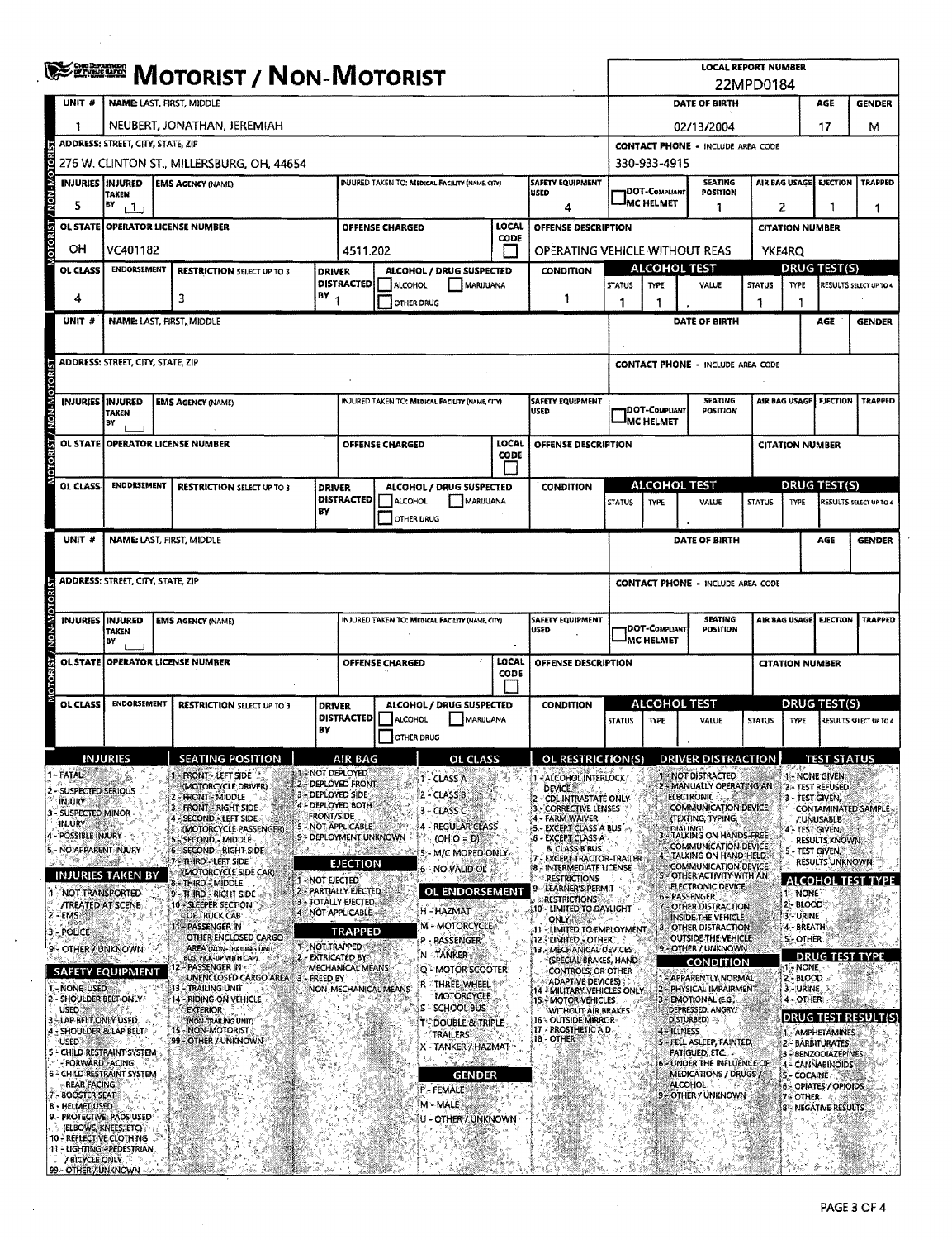# MOTORIST / NON-MOTORIST

**LOCAL REPORT NUMBER:** 22MPD0184

## Unit 1 — Motorist / Non-Motorist

| UNIT # | NAME: LAST, FIRST, MIDDLE | DATE OF BIRTH | AGE | GENDER |
|---|---|---|---|---|
| 1 | NEUBERT, JONATHAN, JEREMIAH | 02/13/2004 | 17 | M |

| ADDRESS: STREET, CITY, STATE, ZIP | CONTACT PHONE - INCLUDE AREA CODE |
|---|---|
| 276 W. CLINTON ST., MILLERSBURG, OH, 44654 | 330-933-4915 |

| INJURIES | INJURED TAKEN BY | EMS AGENCY (NAME) | INJURED TAKEN TO: MEDICAL FACILITY (NAME, CITY) | SAFETY EQUIPMENT USED | DOT-COMPLIANT MC HELMET | SEATING POSITION | AIR BAG USAGE | EJECTION | TRAPPED |
|---|---|---|---|---|---|---|---|---|---|
| 5 | 1 | | | 4 | | 1 | 2 | 1 | 1 |

| OL STATE | OPERATOR LICENSE NUMBER | OFFENSE CHARGED | LOCAL CODE | OFFENSE DESCRIPTION | CITATION NUMBER |
|---|---|---|---|---|---|
| OH | VC401182 | 4511.202 | ☐ | OPERATING VEHICLE WITHOUT REAS | YKE4RQ |

| OL CLASS | ENDORSEMENT | RESTRICTION SELECT UP TO 3 | DRIVER DISTRACTED BY | ALCOHOL / DRUG SUSPECTED | CONDITION | ALCOHOL TEST STATUS | ALCOHOL TEST TYPE | ALCOHOL TEST VALUE | DRUG TEST STATUS | DRUG TEST TYPE | DRUG TEST RESULTS SELECT UP TO 4 |
|---|---|---|---|---|---|---|---|---|---|---|---|
| 4 | | 3 | 1 | ☐ ALCOHOL ☐ MARIJUANA ☐ OTHER DRUG | 1 | 1 | 1 | . | 1 | 1 | |

## Unit (blank)

| UNIT # | NAME: LAST, FIRST, MIDDLE | DATE OF BIRTH | AGE | GENDER |
|---|---|---|---|---|
| | | | | |

| ADDRESS: STREET, CITY, STATE, ZIP | CONTACT PHONE - INCLUDE AREA CODE |
|---|---|
| | |

| INJURIES | INJURED TAKEN BY | EMS AGENCY (NAME) | INJURED TAKEN TO: MEDICAL FACILITY (NAME, CITY) | SAFETY EQUIPMENT USED | DOT-COMPLIANT MC HELMET | SEATING POSITION | AIR BAG USAGE | EJECTION | TRAPPED |
|---|---|---|---|---|---|---|---|---|---|
| | | | | | | | | | |

| OL STATE | OPERATOR LICENSE NUMBER | OFFENSE CHARGED | LOCAL CODE | OFFENSE DESCRIPTION | CITATION NUMBER |
|---|---|---|---|---|---|
| | | | ☐ | | |

| OL CLASS | ENDORSEMENT | RESTRICTION SELECT UP TO 3 | DRIVER DISTRACTED BY | ALCOHOL / DRUG SUSPECTED | CONDITION | ALCOHOL TEST STATUS | ALCOHOL TEST TYPE | ALCOHOL TEST VALUE | DRUG TEST STATUS | DRUG TEST TYPE | DRUG TEST RESULTS SELECT UP TO 4 |
|---|---|---|---|---|---|---|---|---|---|---|---|
| | | | | ☐ ALCOHOL ☐ MARIJUANA ☐ OTHER DRUG | | | | . | | | |

## Unit (blank)

| UNIT # | NAME: LAST, FIRST, MIDDLE | DATE OF BIRTH | AGE | GENDER |
|---|---|---|---|---|
| | | | | |

| ADDRESS: STREET, CITY, STATE, ZIP | CONTACT PHONE - INCLUDE AREA CODE |
|---|---|
| | |

| INJURIES | INJURED TAKEN BY | EMS AGENCY (NAME) | INJURED TAKEN TO: MEDICAL FACILITY (NAME, CITY) | SAFETY EQUIPMENT USED | DOT-COMPLIANT MC HELMET | SEATING POSITION | AIR BAG USAGE | EJECTION | TRAPPED |
|---|---|---|---|---|---|---|---|---|---|
| | | | | | | | | | |

| OL STATE | OPERATOR LICENSE NUMBER | OFFENSE CHARGED | LOCAL CODE | OFFENSE DESCRIPTION | CITATION NUMBER |
|---|---|---|---|---|---|
| | | | ☐ | | |

| OL CLASS | ENDORSEMENT | RESTRICTION SELECT UP TO 3 | DRIVER DISTRACTED BY | ALCOHOL / DRUG SUSPECTED | CONDITION | ALCOHOL TEST STATUS | ALCOHOL TEST TYPE | ALCOHOL TEST VALUE | DRUG TEST STATUS | DRUG TEST TYPE | DRUG TEST RESULTS SELECT UP TO 4 |
|---|---|---|---|---|---|---|---|---|---|---|---|
| | | | | ☐ ALCOHOL ☐ MARIJUANA ☐ OTHER DRUG | | | | . | | | |

## Codes

### INJURIES
1 - FATAL
2 - SUSPECTED SERIOUS INJURY
3 - SUSPECTED MINOR INJURY
4 - POSSIBLE INJURY
5 - NO APPARENT INJURY

### INJURIES TAKEN BY
1 - NOT TRANSPORTED /TREATED AT SCENE
2 - EMS
3 - POLICE
9 - OTHER / UNKNOWN

### SAFETY EQUIPMENT
1 - NONE USED
2 - SHOULDER BELT ONLY USED
3 - LAP BELT ONLY USED
4 - SHOULDER & LAP BELT USED
5 - CHILD RESTRAINT SYSTEM - FORWARD FACING
6 - CHILD RESTRAINT SYSTEM - REAR FACING
7 - BOOSTER SEAT
8 - HELMET USED
9 - PROTECTIVE PADS USED (ELBOWS, KNEES, ETC)
10 - REFLECTIVE CLOTHING
11 - LIGHTING - PEDESTRIAN / BICYCLE ONLY
99 - OTHER / UNKNOWN

### SEATING POSITION
1 - FRONT - LEFT SIDE (MOTORCYCLE DRIVER)
2 - FRONT - MIDDLE
3 - FRONT - RIGHT SIDE
4 - SECOND - LEFT SIDE (MOTORCYCLE PASSENGER)
5 - SECOND - MIDDLE
6 - SECOND - RIGHT SIDE
7 - THIRD - LEFT SIDE (MOTORCYCLE SIDE CAR)
8 - THIRD - MIDDLE
9 - THIRD - RIGHT SIDE
10 - SLEEPER SECTION OF TRUCK CAB
11 - PASSENGER IN OTHER ENCLOSED CARGO AREA (NON-TRAILING UNIT, BUS, PICK-UP WITH CAP)
12 - PASSENGER IN UNENCLOSED CARGO AREA
13 - TRAILING UNIT
14 - RIDING ON VEHICLE EXTERIOR (NON-TRAILING UNIT)
15 - NON-MOTORIST
99 - OTHER / UNKNOWN

### AIR BAG
1 - NOT DEPLOYED
2 - DEPLOYED FRONT
3 - DEPLOYED SIDE
4 - DEPLOYED BOTH FRONT/SIDE
5 - NOT APPLICABLE
9 - DEPLOYMENT UNKNOWN

### EJECTION
1 - NOT EJECTED
2 - PARTIALLY EJECTED
3 - TOTALLY EJECTED
4 - NOT APPLICABLE

### TRAPPED
1 - NOT TRAPPED
2 - EXTRICATED BY MECHANICAL MEANS
3 - FREED BY NON-MECHANICAL MEANS

### OL CLASS
1 - CLASS A
2 - CLASS B
3 - CLASS C
4 - REGULAR CLASS (OHIO = D)
5 - M/C MOPED ONLY
6 - NO VALID OL

### OL ENDORSEMENT
H - HAZMAT
M - MOTORCYCLE
P - PASSENGER
N - TANKER
Q - MOTOR SCOOTER
R - THREE-WHEEL MOTORCYCLE
S - SCHOOL BUS
T - DOUBLE & TRIPLE TRAILERS
X - TANKER / HAZMAT

### GENDER
F - FEMALE
M - MALE
U - OTHER / UNKNOWN

### OL RESTRICTION(S)
1 - ALCOHOL INTERLOCK DEVICE
2 - CDL INTRASTATE ONLY
3 - CORRECTIVE LENSES
4 - FARM WAIVER
5 - EXCEPT CLASS A BUS
6 - EXCEPT CLASS A & CLASS B BUS
7 - EXCEPT TRACTOR-TRAILER
8 - INTERMEDIATE LICENSE RESTRICTIONS
9 - LEARNER'S PERMIT RESTRICTIONS
10 - LIMITED TO DAYLIGHT ONLY
11 - LIMITED TO EMPLOYMENT
12 - LIMITED - OTHER
13 - MECHANICAL DEVICES (SPECIAL BRAKES, HAND CONTROLS, OR OTHER ADAPTIVE DEVICES)
14 - MILITARY VEHICLES ONLY
15 - MOTOR VEHICLES WITHOUT AIR BRAKES
16 - OUTSIDE MIRROR
17 - PROSTHETIC AID
18 - OTHER

### DRIVER DISTRACTION
1 - NOT DISTRACTED
2 - MANUALLY OPERATING AN ELECTRONIC COMMUNICATION DEVICE (TEXTING, TYPING, DIALING)
3 - TALKING ON HANDS-FREE COMMUNICATION DEVICE
4 - TALKING ON HAND-HELD COMMUNICATION DEVICE
5 - OTHER ACTIVITY WITH AN ELECTRONIC DEVICE
6 - PASSENGER
7 - OTHER DISTRACTION INSIDE THE VEHICLE
8 - OTHER DISTRACTION OUTSIDE THE VEHICLE
9 - OTHER / UNKNOWN

### CONDITION
1 - APPARENTLY NORMAL
2 - PHYSICAL IMPAIRMENT
3 - EMOTIONAL (E.G., DEPRESSED, ANGRY, DISTURBED)
4 - ILLNESS
5 - FELL ASLEEP, FAINTED, FATIGUED, ETC.
6 - UNDER THE INFLUENCE OF MEDICATIONS / DRUGS / ALCOHOL
9 - OTHER / UNKNOWN

### TEST STATUS
1 - NONE GIVEN
2 - TEST REFUSED
3 - TEST GIVEN, CONTAMINATED SAMPLE / UNUSABLE
4 - TEST GIVEN, RESULTS KNOWN
5 - TEST GIVEN, RESULTS UNKNOWN

### ALCOHOL TEST TYPE
1 - NONE
2 - BLOOD
3 - URINE
4 - BREATH
5 - OTHER

### DRUG TEST TYPE
1 - NONE
2 - BLOOD
3 - URINE
4 - OTHER

### DRUG TEST RESULT(S)
1 - AMPHETAMINES
2 - BARBITURATES
3 - BENZODIAZEPINES
4 - CANNABINOIDS
5 - COCAINE
6 - OPIATES / OPIOIDS
7 - OTHER
8 - NEGATIVE RESULTS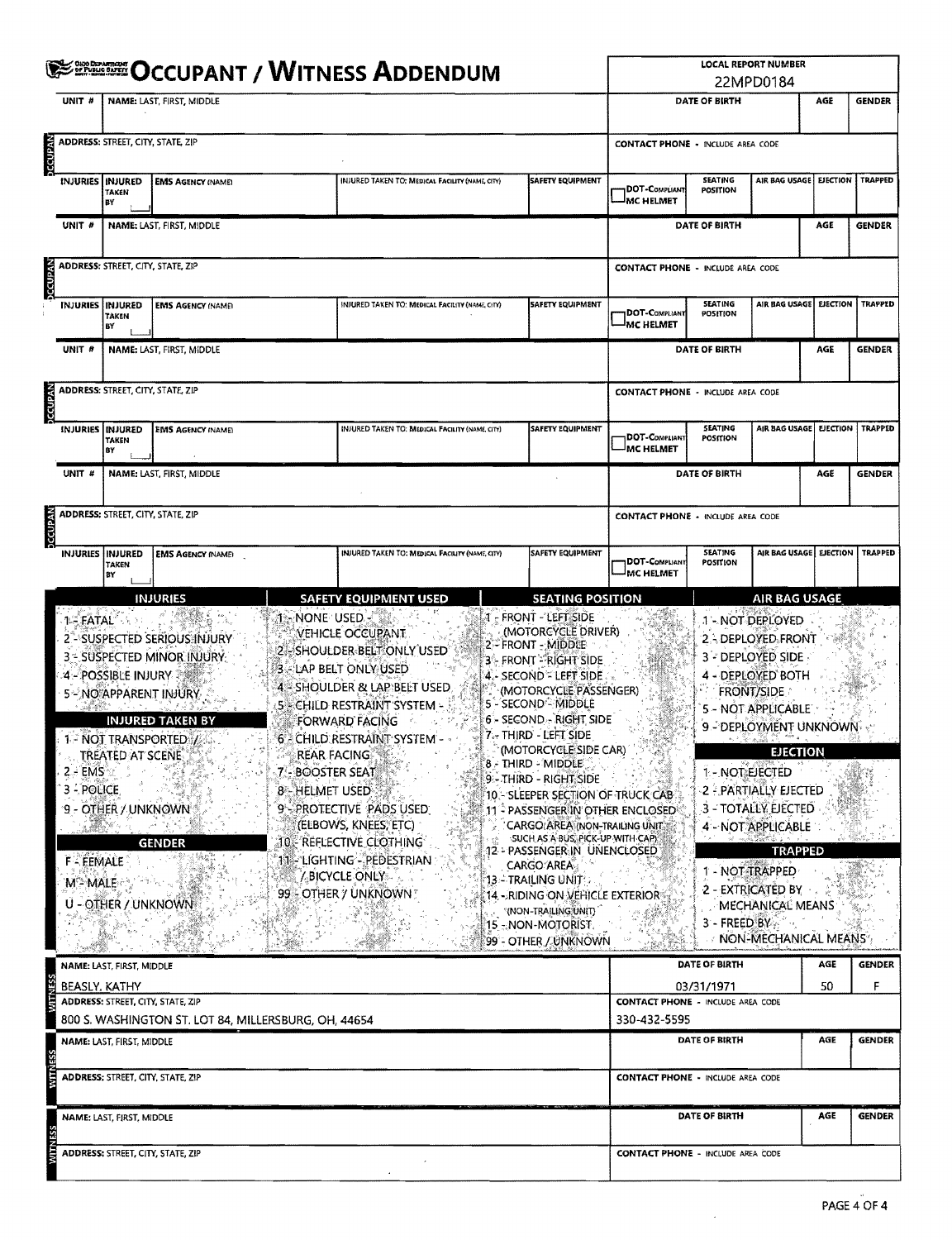# OCCUPANT / WITNESS ADDENDUM

**LOCAL REPORT NUMBER:** 22MPD0184

## OCCUPANT

| UNIT # | NAME: LAST, FIRST, MIDDLE | DATE OF BIRTH | AGE | GENDER |
|---|---|---|---|---|
| | | | | |

| ADDRESS: STREET, CITY, STATE, ZIP | CONTACT PHONE - INCLUDE AREA CODE |
|---|---|
| | |

| INJURIES | INJURED TAKEN BY | EMS AGENCY (NAME) | INJURED TAKEN TO: MEDICAL FACILITY (NAME, CITY) | SAFETY EQUIPMENT | DOT-COMPLIANT MC HELMET | SEATING POSITION | AIR BAG USAGE | EJECTION | TRAPPED |
|---|---|---|---|---|---|---|---|---|---|
| | | | | | | | | | |

## OCCUPANT

| UNIT # | NAME: LAST, FIRST, MIDDLE | DATE OF BIRTH | AGE | GENDER |
|---|---|---|---|---|
| | | | | |

| ADDRESS: STREET, CITY, STATE, ZIP | CONTACT PHONE - INCLUDE AREA CODE |
|---|---|
| | |

| INJURIES | INJURED TAKEN BY | EMS AGENCY (NAME) | INJURED TAKEN TO: MEDICAL FACILITY (NAME, CITY) | SAFETY EQUIPMENT | DOT-COMPLIANT MC HELMET | SEATING POSITION | AIR BAG USAGE | EJECTION | TRAPPED |
|---|---|---|---|---|---|---|---|---|---|
| | | | | | | | | | |

## OCCUPANT

| UNIT # | NAME: LAST, FIRST, MIDDLE | DATE OF BIRTH | AGE | GENDER |
|---|---|---|---|---|
| | | | | |

| ADDRESS: STREET, CITY, STATE, ZIP | CONTACT PHONE - INCLUDE AREA CODE |
|---|---|
| | |

| INJURIES | INJURED TAKEN BY | EMS AGENCY (NAME) | INJURED TAKEN TO: MEDICAL FACILITY (NAME, CITY) | SAFETY EQUIPMENT | DOT-COMPLIANT MC HELMET | SEATING POSITION | AIR BAG USAGE | EJECTION | TRAPPED |
|---|---|---|---|---|---|---|---|---|---|
| | | | | | | | | | |

## OCCUPANT

| UNIT # | NAME: LAST, FIRST, MIDDLE | DATE OF BIRTH | AGE | GENDER |
|---|---|---|---|---|
| | | | | |

| ADDRESS: STREET, CITY, STATE, ZIP | CONTACT PHONE - INCLUDE AREA CODE |
|---|---|
| | |

| INJURIES | INJURED TAKEN BY | EMS AGENCY (NAME) | INJURED TAKEN TO: MEDICAL FACILITY (NAME, CITY) | SAFETY EQUIPMENT | DOT-COMPLIANT MC HELMET | SEATING POSITION | AIR BAG USAGE | EJECTION | TRAPPED |
|---|---|---|---|---|---|---|---|---|---|
| | | | | | | | | | |

### INJURIES
1 - FATAL
2 - SUSPECTED SERIOUS INJURY
3 - SUSPECTED MINOR INJURY
4 - POSSIBLE INJURY
5 - NO APPARENT INJURY

### INJURED TAKEN BY
1 - NOT TRANSPORTED / TREATED AT SCENE
2 - EMS
3 - POLICE
9 - OTHER / UNKNOWN

### GENDER
F - FEMALE
M - MALE
U - OTHER / UNKNOWN

### SAFETY EQUIPMENT USED
1 - NONE USED - VEHICLE OCCUPANT
2 - SHOULDER BELT ONLY USED
3 - LAP BELT ONLY USED
4 - SHOULDER & LAP BELT USED
5 - CHILD RESTRAINT SYSTEM - FORWARD FACING
6 - CHILD RESTRAINT SYSTEM - REAR FACING
7 - BOOSTER SEAT
8 - HELMET USED
9 - PROTECTIVE PADS USED (ELBOWS, KNEES, ETC)
10 - REFLECTIVE CLOTHING
11 - LIGHTING - PEDESTRIAN / BICYCLE ONLY
99 - OTHER / UNKNOWN

### SEATING POSITION
1 - FRONT - LEFT SIDE (MOTORCYCLE DRIVER)
2 - FRONT - MIDDLE
3 - FRONT - RIGHT SIDE
4 - SECOND - LEFT SIDE (MOTORCYCLE PASSENGER)
5 - SECOND - MIDDLE
6 - SECOND - RIGHT SIDE
7 - THIRD - LEFT SIDE (MOTORCYCLE SIDE CAR)
8 - THIRD - MIDDLE
9 - THIRD - RIGHT SIDE
10 - SLEEPER SECTION OF TRUCK CAB
11 - PASSENGER IN OTHER ENCLOSED CARGO AREA (NON-TRAILING UNIT SUCH AS A BUS, PICK-UP WITH CAP)
12 - PASSENGER IN UNENCLOSED CARGO AREA
13 - TRAILING UNIT
14 - RIDING ON VEHICLE EXTERIOR (NON-TRAILING UNIT)
15 - NON-MOTORIST
99 - OTHER / UNKNOWN

### AIR BAG USAGE
1 - NOT DEPLOYED
2 - DEPLOYED FRONT
3 - DEPLOYED SIDE
4 - DEPLOYED BOTH FRONT/SIDE
5 - NOT APPLICABLE
9 - DEPLOYMENT UNKNOWN

### EJECTION
1 - NOT EJECTED
2 - PARTIALLY EJECTED
3 - TOTALLY EJECTED
4 - NOT APPLICABLE

### TRAPPED
1 - NOT TRAPPED
2 - EXTRICATED BY MECHANICAL MEANS
3 - FREED BY NON-MECHANICAL MEANS

## WITNESS

| NAME: LAST, FIRST, MIDDLE | DATE OF BIRTH | AGE | GENDER |
|---|---|---|---|
| BEASLY, KATHY | 03/31/1971 | 50 | F |

| ADDRESS: STREET, CITY, STATE, ZIP | CONTACT PHONE - INCLUDE AREA CODE |
|---|---|
| 800 S. WASHINGTON ST. LOT 84, MILLERSBURG, OH, 44654 | 330-432-5595 |

## WITNESS

| NAME: LAST, FIRST, MIDDLE | DATE OF BIRTH | AGE | GENDER |
|---|---|---|---|
| | | | |

| ADDRESS: STREET, CITY, STATE, ZIP | CONTACT PHONE - INCLUDE AREA CODE |
|---|---|
| | |

## WITNESS

| NAME: LAST, FIRST, MIDDLE | DATE OF BIRTH | AGE | GENDER |
|---|---|---|---|
| | | | |

| ADDRESS: STREET, CITY, STATE, ZIP | CONTACT PHONE - INCLUDE AREA CODE |
|---|---|
| | |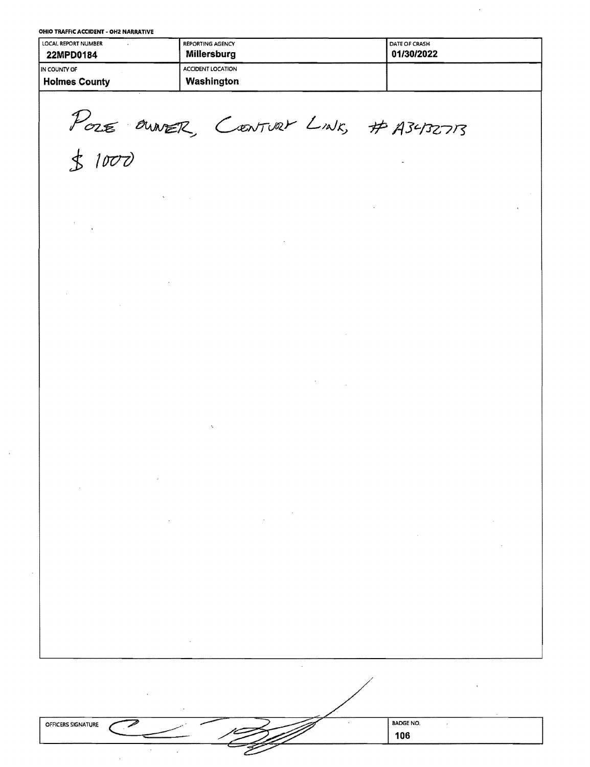**OHIO TRAFFIC ACCIDENT - OH2 NARRATIVE**

| LOCAL REPORT NUMBER | REPORTING AGENCY | DATE OF CRASH |
| --- | --- | --- |
| 22MPD0184 | Millersburg | 01/30/2022 |
| IN COUNTY OF | ACCIDENT LOCATION | |
| Holmes County | Washington | |

POLE OWNER, CENTURY LINK, # A3413273

$ 1000

| OFFICERS SIGNATURE | BADGE NO. |
| --- | --- |
| | 106 |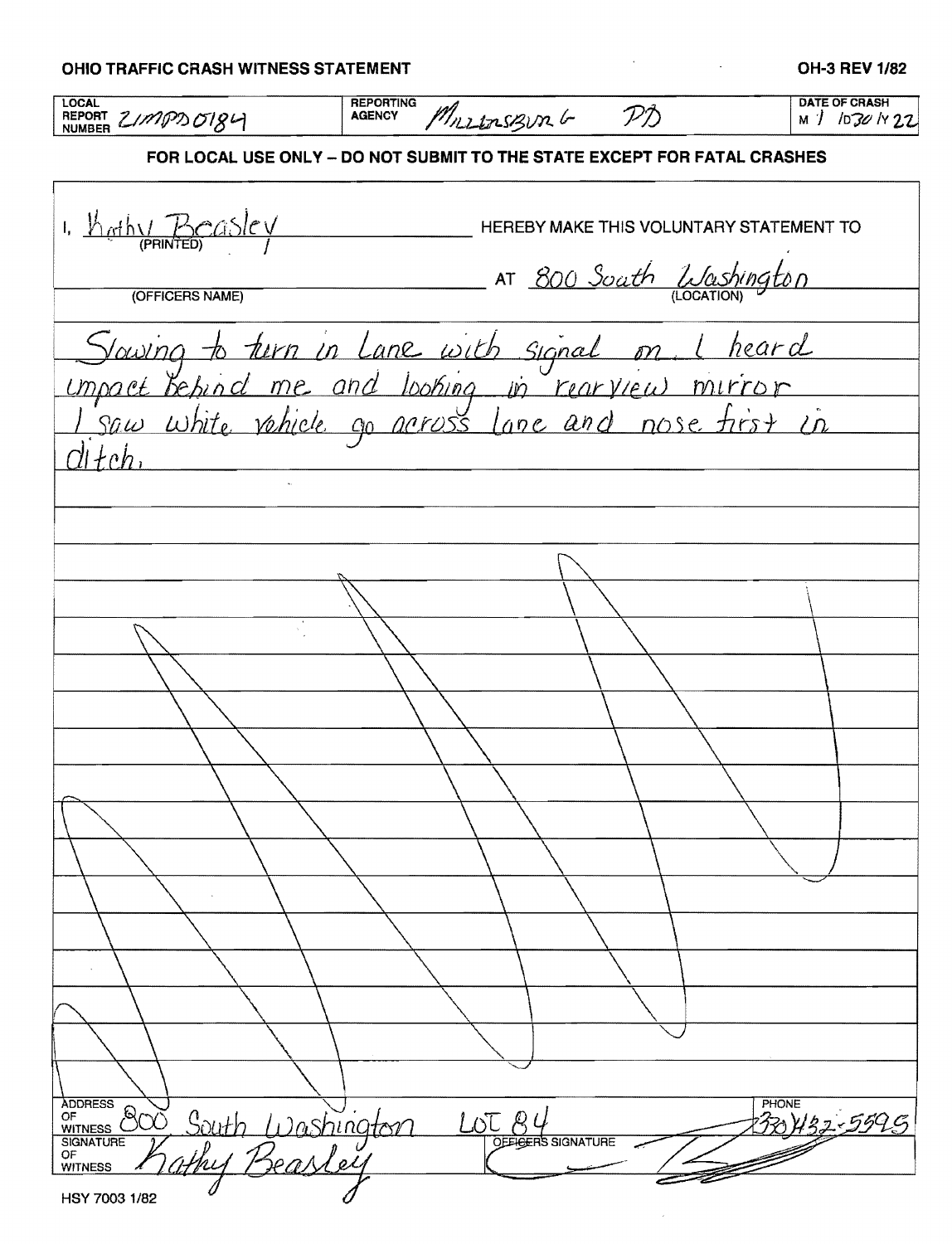**OHIO TRAFFIC CRASH WITNESS STATEMENT** — OH-3 REV 1/82

| LOCAL REPORT NUMBER | REPORTING AGENCY | DATE OF CRASH |
|---|---|---|
| 21MPD0184 | Millersburg PD | M 1 D 30 Y 22 |

**FOR LOCAL USE ONLY – DO NOT SUBMIT TO THE STATE EXCEPT FOR FATAL CRASHES**

I, Kathy Beasley (PRINTED) HEREBY MAKE THIS VOLUNTARY STATEMENT TO

_______________ (OFFICERS NAME) AT 800 South Washington (LOCATION)

Slowing to turn in Lane with signal on. I heard impact behind me and looking in rearview mirror I saw white vehicle go across lane and nose first in ditch.

ADDRESS OF WITNESS: 800 South Washington LOT 84

PHONE: 330)432-5595

SIGNATURE OF WITNESS: Kathy Beasley

OFFICERS SIGNATURE: [signature]

HSY 7003 1/82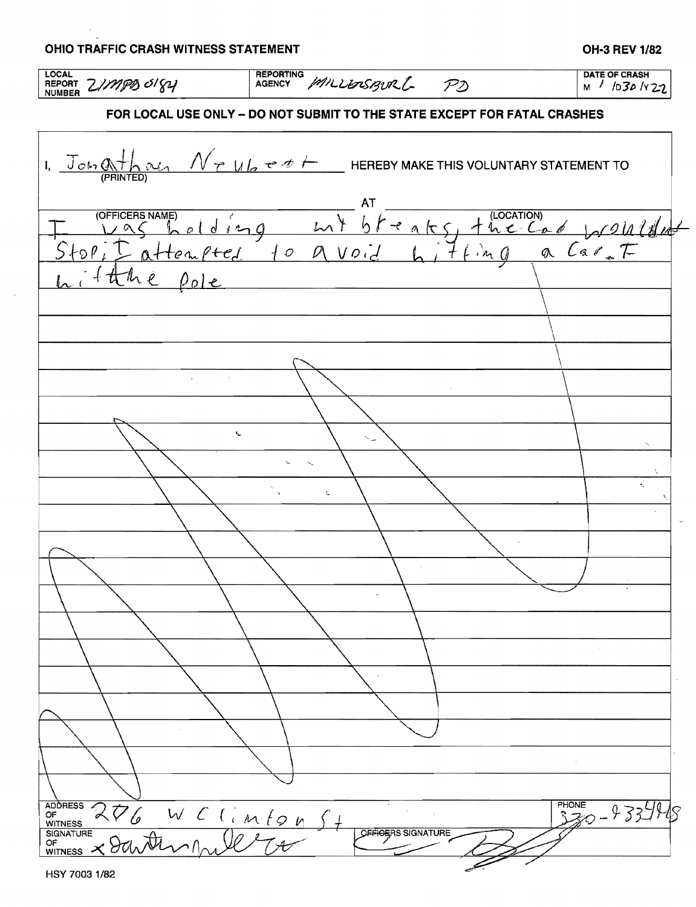**OHIO TRAFFIC CRASH WITNESS STATEMENT** **OH-3 REV 1/82**

| LOCAL REPORT NUMBER | REPORTING AGENCY | DATE OF CRASH |
|---|---|---|
| 21MPD0184 | MILLERSBURG PD | M 1 D30 Y22 |

**FOR LOCAL USE ONLY – DO NOT SUBMIT TO THE STATE EXCEPT FOR FATAL CRASHES**

I, Jonathan Neubert (PRINTED) HEREBY MAKE THIS VOLUNTARY STATEMENT TO ______ (OFFICERS NAME) AT ______ (LOCATION)

I was holding my breaks, the car wouldnt Stop; I attempted to avoid hitting a car. I hit the pole

| | | | |
|---|---|---|---|
| ADDRESS OF WITNESS | 206 W Clinton St | PHONE | 330-4334418 |
| SIGNATURE OF WITNESS | x [signature] | OFFICERS SIGNATURE | [signature] |

HSY 7003 1/82